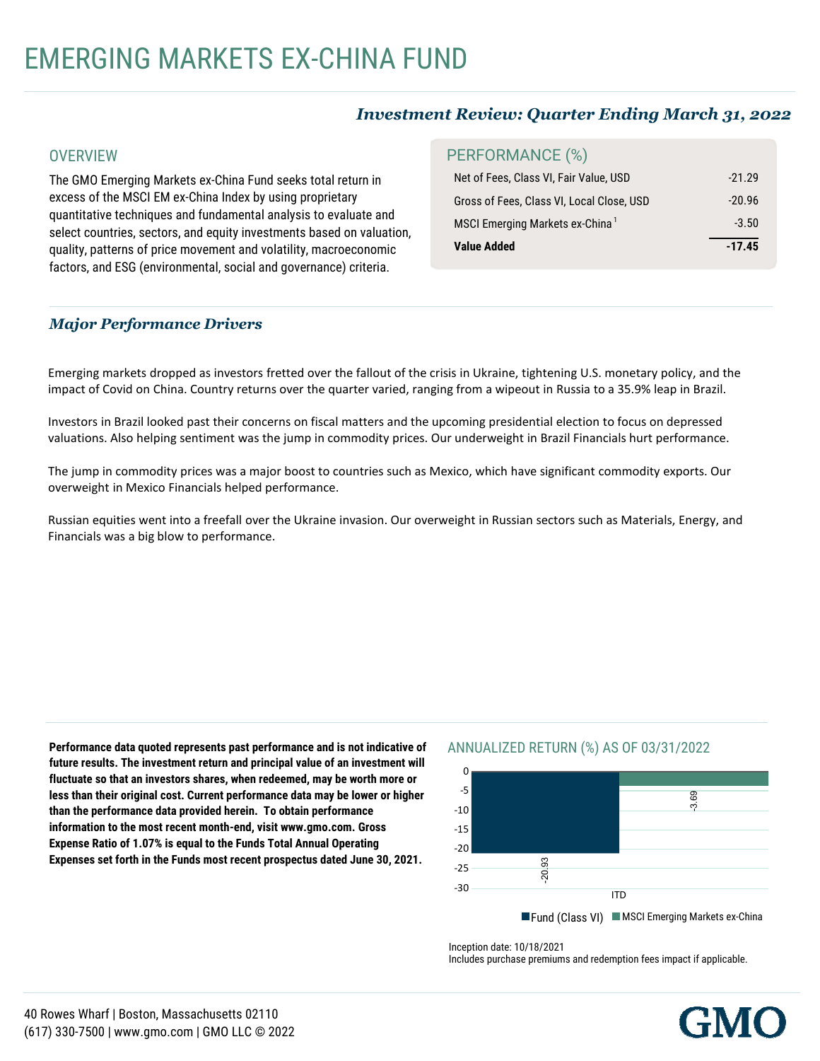# EMERGING MARKETS EX-CHINA FUND

***Investment Review: Quarter Ending March 31, 2022***

## OVERVIEW

The GMO Emerging Markets ex-China Fund seeks total return in excess of the MSCI EM ex-China Index by using proprietary quantitative techniques and fundamental analysis to evaluate and select countries, sectors, and equity investments based on valuation, quality, patterns of price movement and volatility, macroeconomic factors, and ESG (environmental, social and governance) criteria.

## PERFORMANCE (%)

| | |
|---|---|
| Net of Fees, Class VI, Fair Value, USD | -21.29 |
| Gross of Fees, Class VI, Local Close, USD | -20.96 |
| MSCI Emerging Markets ex-China [1] | -3.50 |
| **Value Added** | **-17.45** |

## *Major Performance Drivers*

Emerging markets dropped as investors fretted over the fallout of the crisis in Ukraine, tightening U.S. monetary policy, and the impact of Covid on China. Country returns over the quarter varied, ranging from a wipeout in Russia to a 35.9% leap in Brazil.

Investors in Brazil looked past their concerns on fiscal matters and the upcoming presidential election to focus on depressed valuations. Also helping sentiment was the jump in commodity prices. Our underweight in Brazil Financials hurt performance.

The jump in commodity prices was a major boost to countries such as Mexico, which have significant commodity exports. Our overweight in Mexico Financials helped performance.

Russian equities went into a freefall over the Ukraine invasion. Our overweight in Russian sectors such as Materials, Energy, and Financials was a big blow to performance.

**Performance data quoted represents past performance and is not indicative of future results. The investment return and principal value of an investment will fluctuate so that an investors shares, when redeemed, may be worth more or less than their original cost. Current performance data may be lower or higher than the performance data provided herein. To obtain performance information to the most recent month-end, visit www.gmo.com. Gross Expense Ratio of 1.07% is equal to the Funds Total Annual Operating Expenses set forth in the Funds most recent prospectus dated June 30, 2021.**

## ANNUALIZED RETURN (%) AS OF 03/31/2022

| | Fund (Class VI) | MSCI Emerging Markets ex-China |
|---|---|---|
| ITD | -20.93 | -3.69 |

Inception date: 10/18/2021
Includes purchase premiums and redemption fees impact if applicable.

40 Rowes Wharf | Boston, Massachusetts 02110
(617) 330-7500 | www.gmo.com | GMO LLC © 2022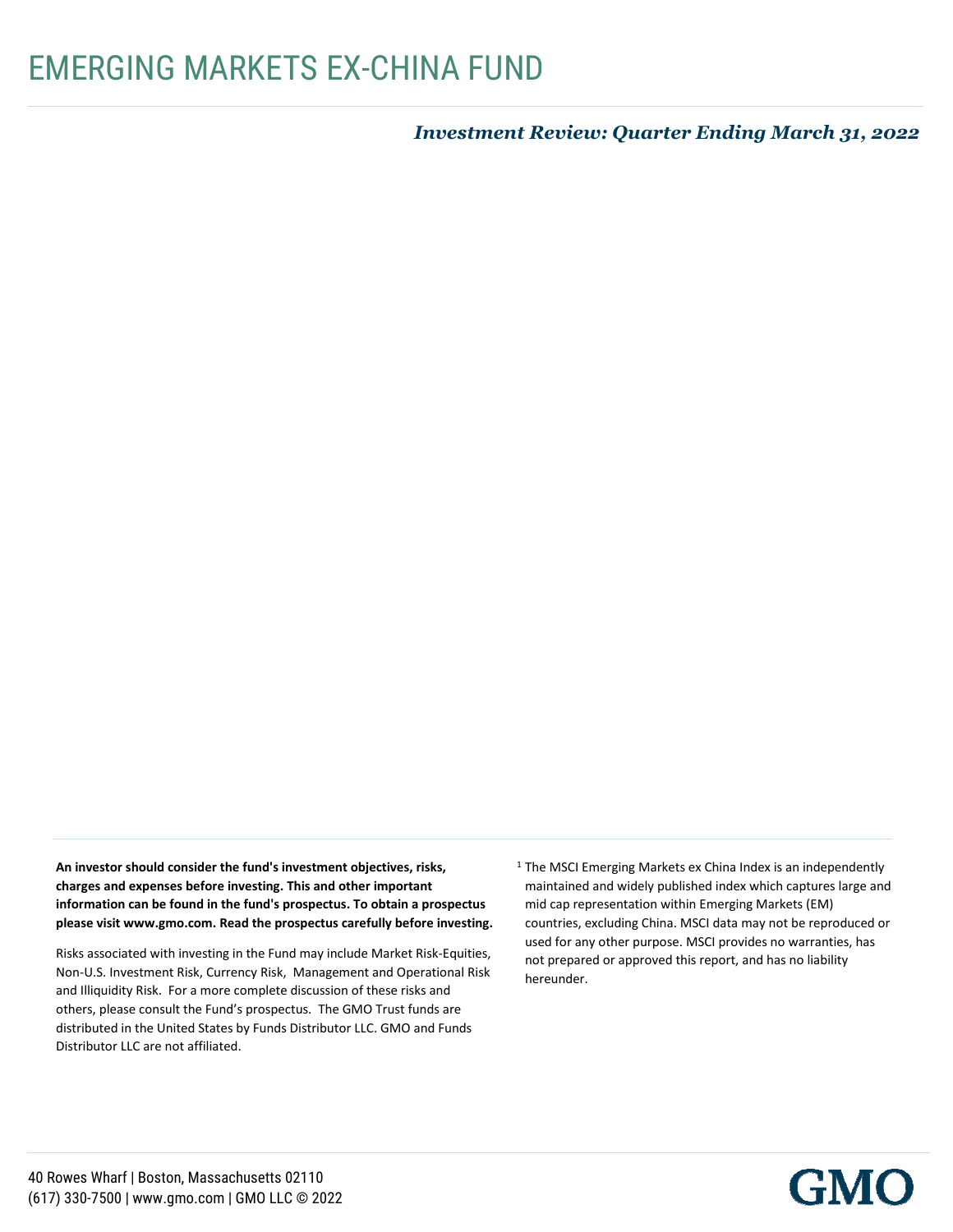# EMERGING MARKETS EX-CHINA FUND

***Investment Review: Quarter Ending March 31, 2022***

**An investor should consider the fund's investment objectives, risks, charges and expenses before investing. This and other important information can be found in the fund's prospectus. To obtain a prospectus please visit www.gmo.com. Read the prospectus carefully before investing.**

Risks associated with investing in the Fund may include Market Risk-Equities, Non-U.S. Investment Risk, Currency Risk, Management and Operational Risk and Illiquidity Risk. For a more complete discussion of these risks and others, please consult the Fund's prospectus. The GMO Trust funds are distributed in the United States by Funds Distributor LLC. GMO and Funds Distributor LLC are not affiliated.

[1] The MSCI Emerging Markets ex China Index is an independently maintained and widely published index which captures large and mid cap representation within Emerging Markets (EM) countries, excluding China. MSCI data may not be reproduced or used for any other purpose. MSCI provides no warranties, has not prepared or approved this report, and has no liability hereunder.

40 Rowes Wharf | Boston, Massachusetts 02110
(617) 330-7500 | www.gmo.com | GMO LLC © 2022

GMO